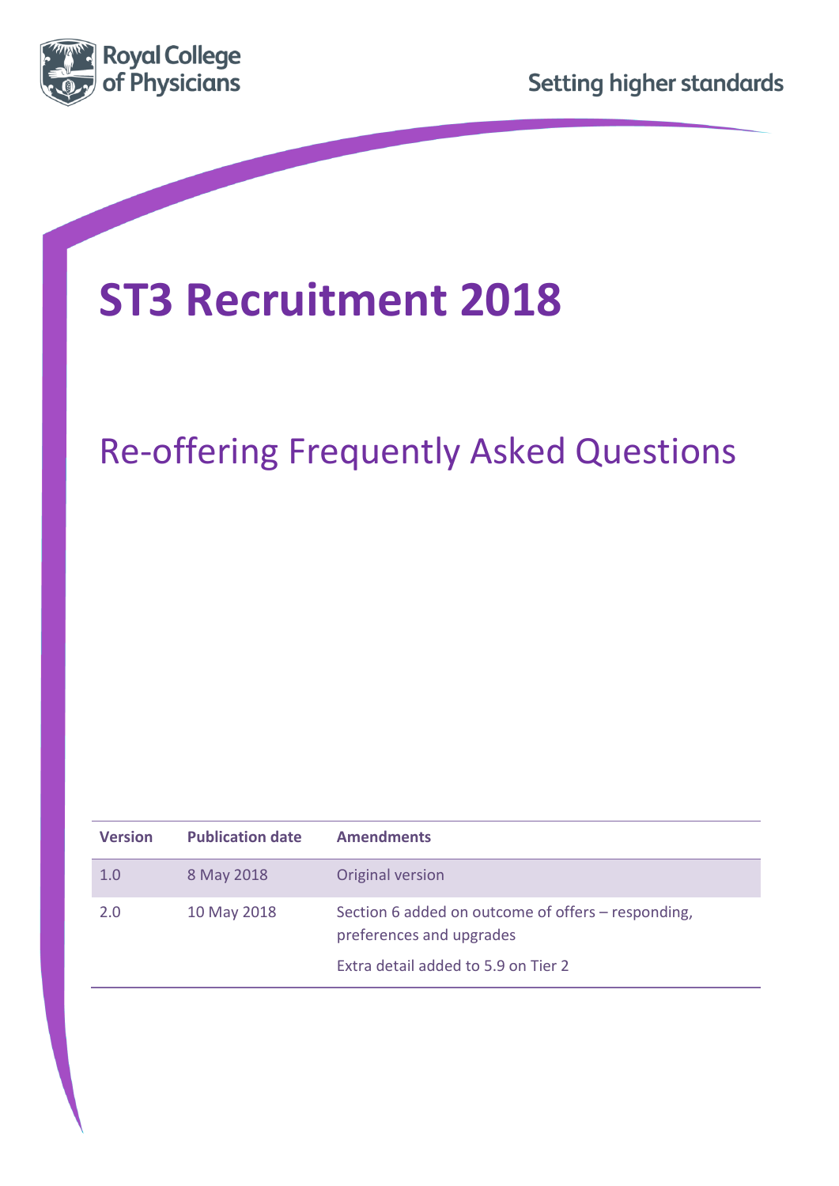Royal College of Physicians

Setting higher standards

# ST3 Recruitment 2018

## Re-offering Frequently Asked Questions

| Version | Publication date | Amendments |
|---|---|---|
| 1.0 | 8 May 2018 | Original version |
| 2.0 | 10 May 2018 | Section 6 added on outcome of offers – responding, preferences and upgrades<br><br>Extra detail added to 5.9 on Tier 2 |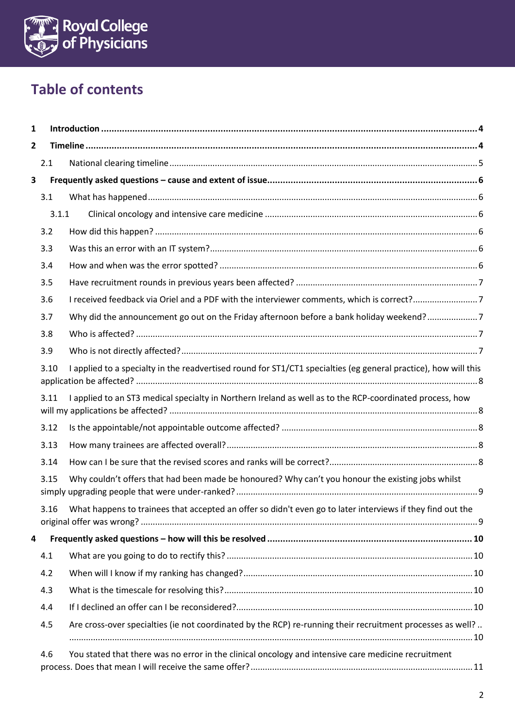## Table of contents

**1 Introduction ........ 4**

**2 Timeline ........ 4**

- 2.1 National clearing timeline ........ 5

**3 Frequently asked questions – cause and extent of issue ........ 6**

- 3.1 What has happened ........ 6
  - 3.1.1 Clinical oncology and intensive care medicine ........ 6
- 3.2 How did this happen? ........ 6
- 3.3 Was this an error with an IT system? ........ 6
- 3.4 How and when was the error spotted? ........ 6
- 3.5 Have recruitment rounds in previous years been affected? ........ 7
- 3.6 I received feedback via Oriel and a PDF with the interviewer comments, which is correct? ........ 7
- 3.7 Why did the announcement go out on the Friday afternoon before a bank holiday weekend? ........ 7
- 3.8 Who is affected? ........ 7
- 3.9 Who is not directly affected? ........ 7
- 3.10 I applied to a specialty in the readvertised round for ST1/CT1 specialties (eg general practice), how will this application be affected? ........ 8
- 3.11 I applied to an ST3 medical specialty in Northern Ireland as well as to the RCP-coordinated process, how will my applications be affected? ........ 8
- 3.12 Is the appointable/not appointable outcome affected? ........ 8
- 3.13 How many trainees are affected overall? ........ 8
- 3.14 How can I be sure that the revised scores and ranks will be correct? ........ 8
- 3.15 Why couldn't offers that had been made be honoured? Why can't you honour the existing jobs whilst simply upgrading people that were under-ranked? ........ 9
- 3.16 What happens to trainees that accepted an offer so didn't even go to later interviews if they find out the original offer was wrong? ........ 9

**4 Frequently asked questions – how will this be resolved ........ 10**

- 4.1 What are you going to do to rectify this? ........ 10
- 4.2 When will I know if my ranking has changed? ........ 10
- 4.3 What is the timescale for resolving this? ........ 10
- 4.4 If I declined an offer can I be reconsidered? ........ 10
- 4.5 Are cross-over specialties (ie not coordinated by the RCP) re-running their recruitment processes as well? ........ 10
- 4.6 You stated that there was no error in the clinical oncology and intensive care medicine recruitment process. Does that mean I will receive the same offer? ........ 11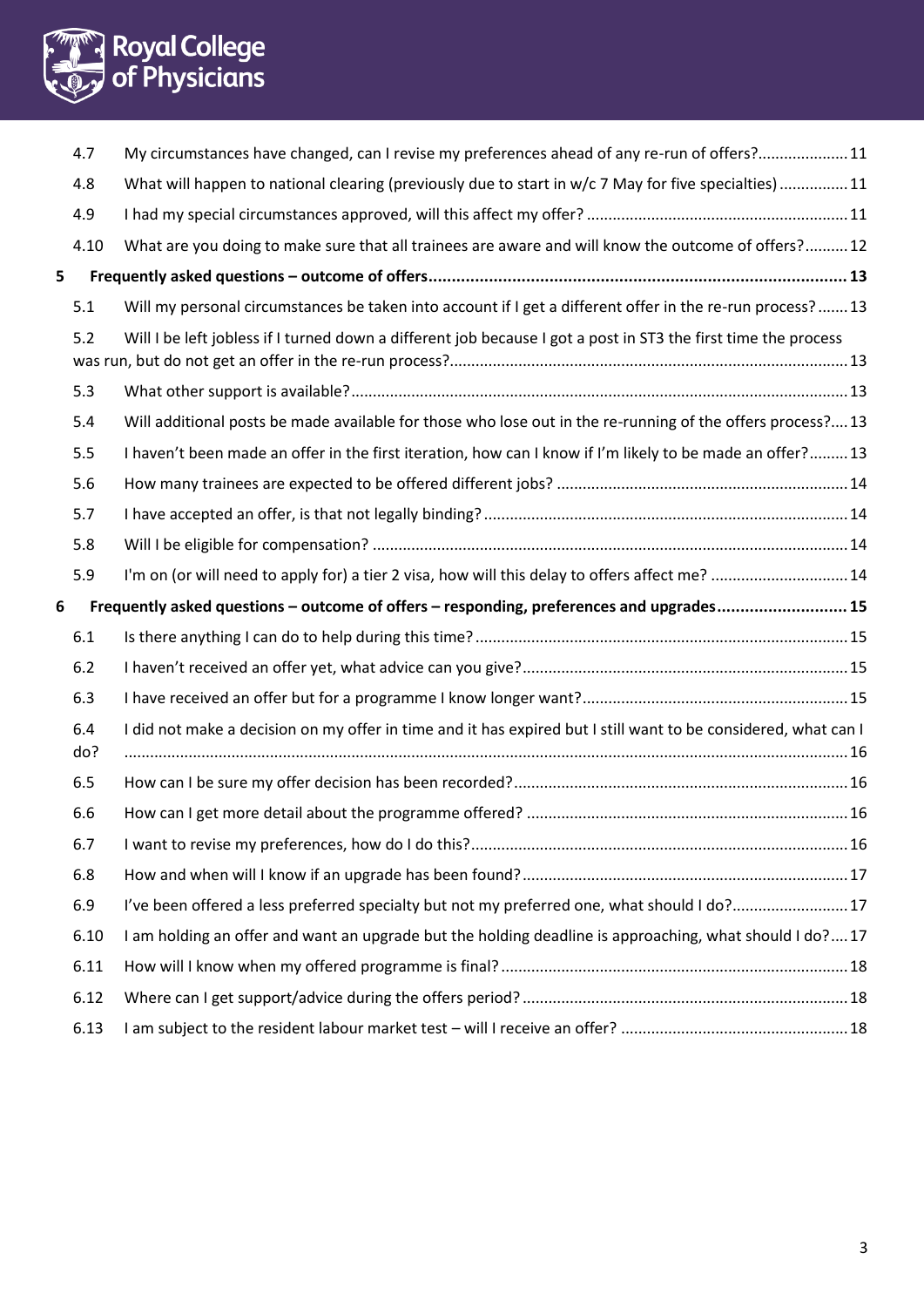4.7 My circumstances have changed, can I revise my preferences ahead of any re-run of offers? ..... 11

4.8 What will happen to national clearing (previously due to start in w/c 7 May for five specialties) ..... 11

4.9 I had my special circumstances approved, will this affect my offer? ..... 11

4.10 What are you doing to make sure that all trainees are aware and will know the outcome of offers? ..... 12

**5 Frequently asked questions – outcome of offers ..... 13**

5.1 Will my personal circumstances be taken into account if I get a different offer in the re-run process? ..... 13

5.2 Will I be left jobless if I turned down a different job because I got a post in ST3 the first time the process was run, but do not get an offer in the re-run process? ..... 13

5.3 What other support is available? ..... 13

5.4 Will additional posts be made available for those who lose out in the re-running of the offers process? ..... 13

5.5 I haven't been made an offer in the first iteration, how can I know if I'm likely to be made an offer? ..... 13

5.6 How many trainees are expected to be offered different jobs? ..... 14

5.7 I have accepted an offer, is that not legally binding? ..... 14

5.8 Will I be eligible for compensation? ..... 14

5.9 I'm on (or will need to apply for) a tier 2 visa, how will this delay to offers affect me? ..... 14

**6 Frequently asked questions – outcome of offers – responding, preferences and upgrades ..... 15**

6.1 Is there anything I can do to help during this time? ..... 15

6.2 I haven't received an offer yet, what advice can you give? ..... 15

6.3 I have received an offer but for a programme I know longer want? ..... 15

6.4 I did not make a decision on my offer in time and it has expired but I still want to be considered, what can I do? ..... 16

6.5 How can I be sure my offer decision has been recorded? ..... 16

6.6 How can I get more detail about the programme offered? ..... 16

6.7 I want to revise my preferences, how do I do this? ..... 16

6.8 How and when will I know if an upgrade has been found? ..... 17

6.9 I've been offered a less preferred specialty but not my preferred one, what should I do? ..... 17

6.10 I am holding an offer and want an upgrade but the holding deadline is approaching, what should I do? ..... 17

6.11 How will I know when my offered programme is final? ..... 18

6.12 Where can I get support/advice during the offers period? ..... 18

6.13 I am subject to the resident labour market test – will I receive an offer? ..... 18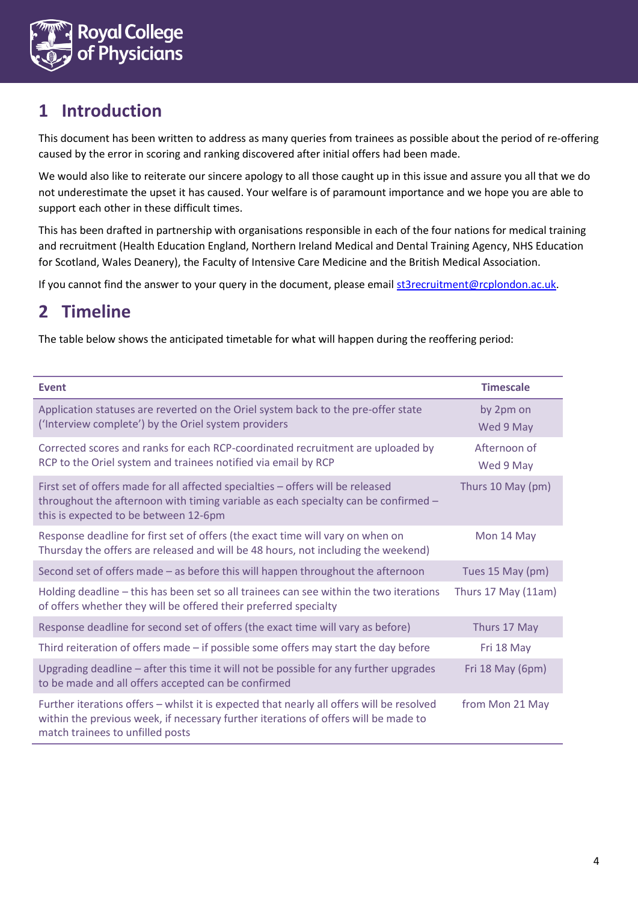## 1 Introduction

This document has been written to address as many queries from trainees as possible about the period of re-offering caused by the error in scoring and ranking discovered after initial offers had been made.

We would also like to reiterate our sincere apology to all those caught up in this issue and assure you all that we do not underestimate the upset it has caused. Your welfare is of paramount importance and we hope you are able to support each other in these difficult times.

This has been drafted in partnership with organisations responsible in each of the four nations for medical training and recruitment (Health Education England, Northern Ireland Medical and Dental Training Agency, NHS Education for Scotland, Wales Deanery), the Faculty of Intensive Care Medicine and the British Medical Association.

If you cannot find the answer to your query in the document, please email st3recruitment@rcplondon.ac.uk.

## 2 Timeline

The table below shows the anticipated timetable for what will happen during the reoffering period:

| Event | Timescale |
|---|---|
| Application statuses are reverted on the Oriel system back to the pre-offer state ('Interview complete') by the Oriel system providers | by 2pm on Wed 9 May |
| Corrected scores and ranks for each RCP-coordinated recruitment are uploaded by RCP to the Oriel system and trainees notified via email by RCP | Afternoon of Wed 9 May |
| First set of offers made for all affected specialties – offers will be released throughout the afternoon with timing variable as each specialty can be confirmed – this is expected to be between 12-6pm | Thurs 10 May (pm) |
| Response deadline for first set of offers (the exact time will vary on when on Thursday the offers are released and will be 48 hours, not including the weekend) | Mon 14 May |
| Second set of offers made – as before this will happen throughout the afternoon | Tues 15 May (pm) |
| Holding deadline – this has been set so all trainees can see within the two iterations of offers whether they will be offered their preferred specialty | Thurs 17 May (11am) |
| Response deadline for second set of offers (the exact time will vary as before) | Thurs 17 May |
| Third reiteration of offers made – if possible some offers may start the day before | Fri 18 May |
| Upgrading deadline – after this time it will not be possible for any further upgrades to be made and all offers accepted can be confirmed | Fri 18 May (6pm) |
| Further iterations offers – whilst it is expected that nearly all offers will be resolved within the previous week, if necessary further iterations of offers will be made to match trainees to unfilled posts | from Mon 21 May |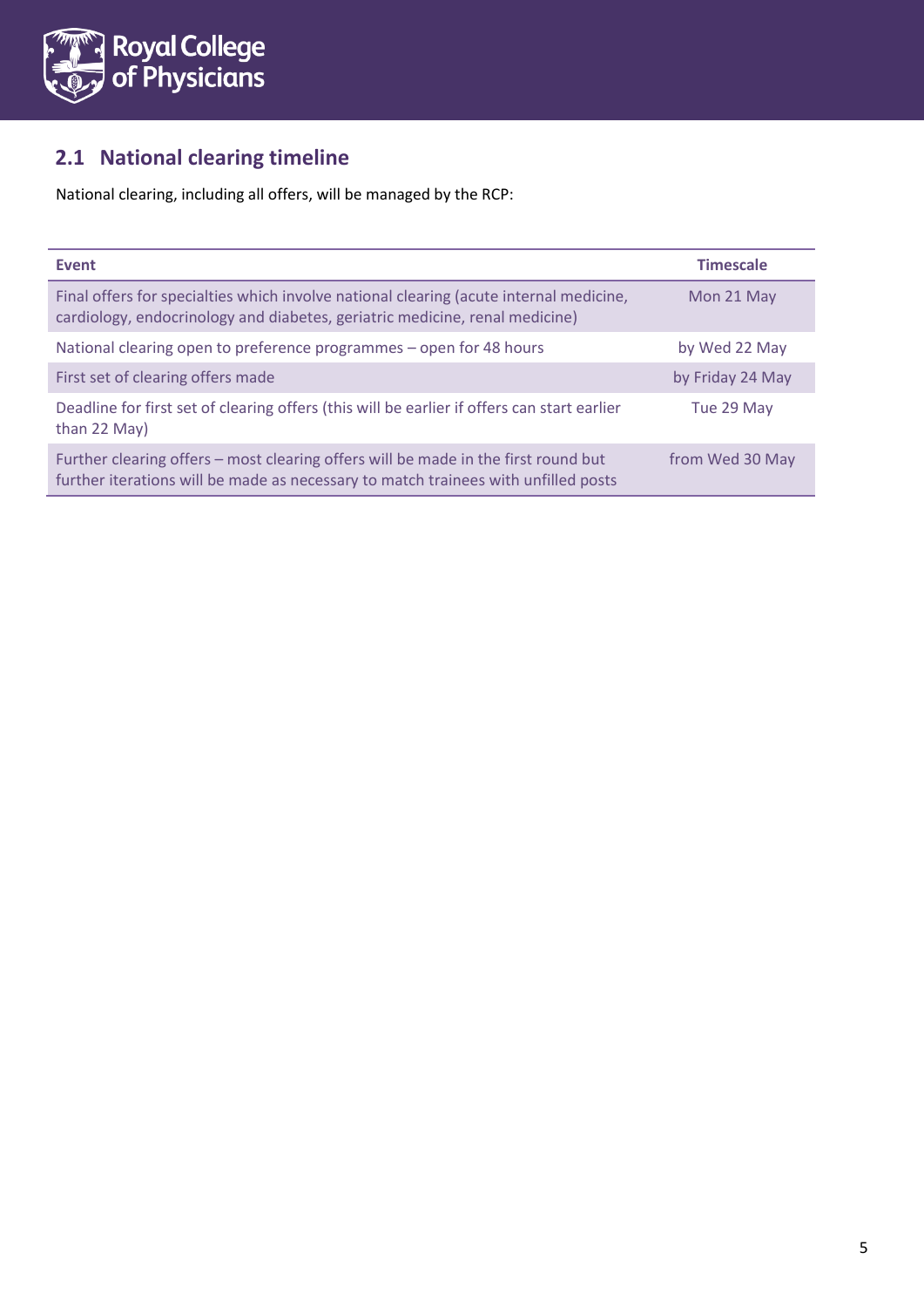## 2.1 National clearing timeline

National clearing, including all offers, will be managed by the RCP:

| Event | Timescale |
|---|---|
| Final offers for specialties which involve national clearing (acute internal medicine, cardiology, endocrinology and diabetes, geriatric medicine, renal medicine) | Mon 21 May |
| National clearing open to preference programmes – open for 48 hours | by Wed 22 May |
| First set of clearing offers made | by Friday 24 May |
| Deadline for first set of clearing offers (this will be earlier if offers can start earlier than 22 May) | Tue 29 May |
| Further clearing offers – most clearing offers will be made in the first round but further iterations will be made as necessary to match trainees with unfilled posts | from Wed 30 May |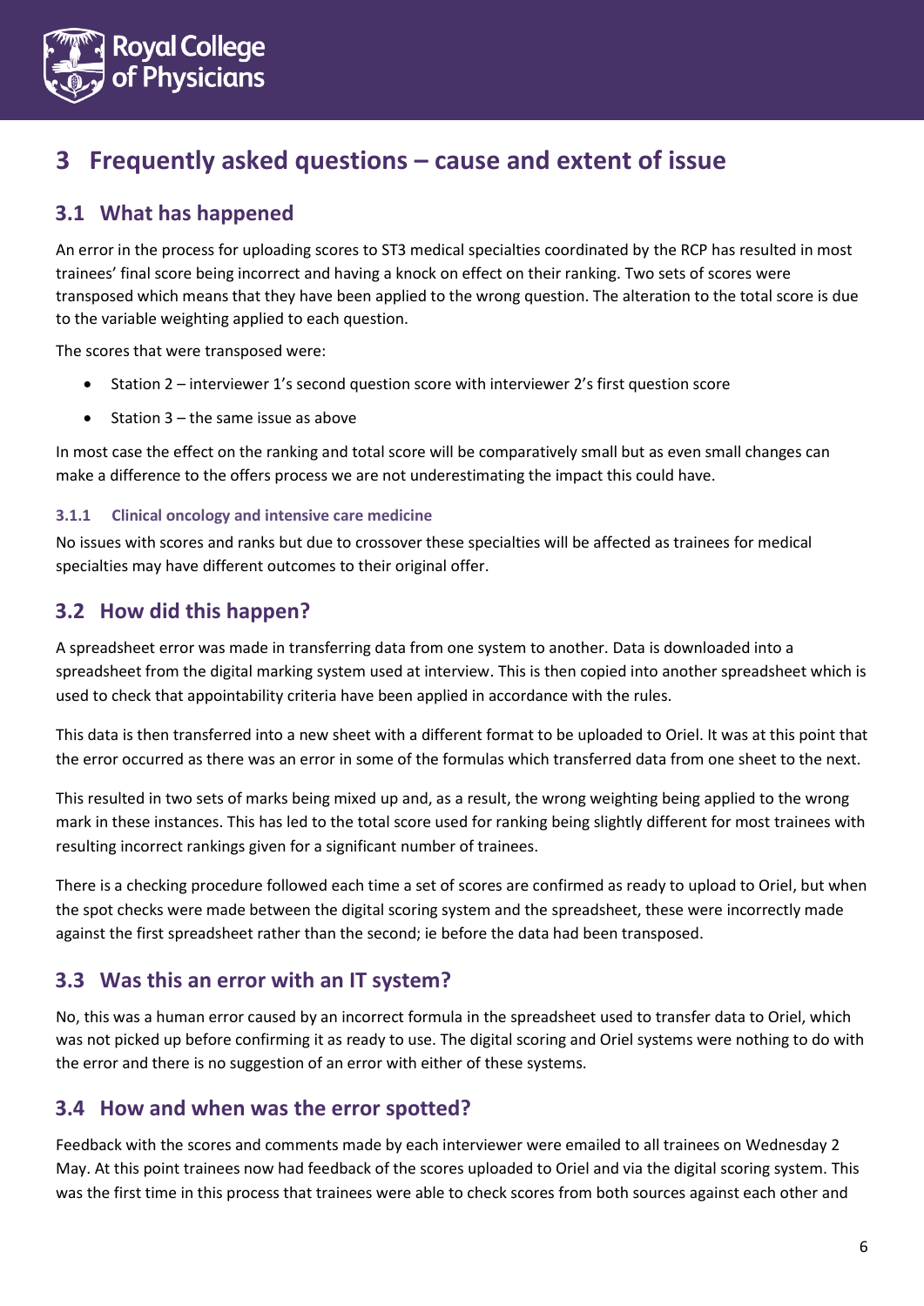## 3 Frequently asked questions – cause and extent of issue

### 3.1 What has happened

An error in the process for uploading scores to ST3 medical specialties coordinated by the RCP has resulted in most trainees' final score being incorrect and having a knock on effect on their ranking. Two sets of scores were transposed which means that they have been applied to the wrong question. The alteration to the total score is due to the variable weighting applied to each question.

The scores that were transposed were:

- Station 2 – interviewer 1's second question score with interviewer 2's first question score
- Station 3 – the same issue as above

In most case the effect on the ranking and total score will be comparatively small but as even small changes can make a difference to the offers process we are not underestimating the impact this could have.

#### 3.1.1 Clinical oncology and intensive care medicine

No issues with scores and ranks but due to crossover these specialties will be affected as trainees for medical specialties may have different outcomes to their original offer.

### 3.2 How did this happen?

A spreadsheet error was made in transferring data from one system to another. Data is downloaded into a spreadsheet from the digital marking system used at interview. This is then copied into another spreadsheet which is used to check that appointability criteria have been applied in accordance with the rules.

This data is then transferred into a new sheet with a different format to be uploaded to Oriel. It was at this point that the error occurred as there was an error in some of the formulas which transferred data from one sheet to the next.

This resulted in two sets of marks being mixed up and, as a result, the wrong weighting being applied to the wrong mark in these instances. This has led to the total score used for ranking being slightly different for most trainees with resulting incorrect rankings given for a significant number of trainees.

There is a checking procedure followed each time a set of scores are confirmed as ready to upload to Oriel, but when the spot checks were made between the digital scoring system and the spreadsheet, these were incorrectly made against the first spreadsheet rather than the second; ie before the data had been transposed.

### 3.3 Was this an error with an IT system?

No, this was a human error caused by an incorrect formula in the spreadsheet used to transfer data to Oriel, which was not picked up before confirming it as ready to use. The digital scoring and Oriel systems were nothing to do with the error and there is no suggestion of an error with either of these systems.

### 3.4 How and when was the error spotted?

Feedback with the scores and comments made by each interviewer were emailed to all trainees on Wednesday 2 May. At this point trainees now had feedback of the scores uploaded to Oriel and via the digital scoring system. This was the first time in this process that trainees were able to check scores from both sources against each other and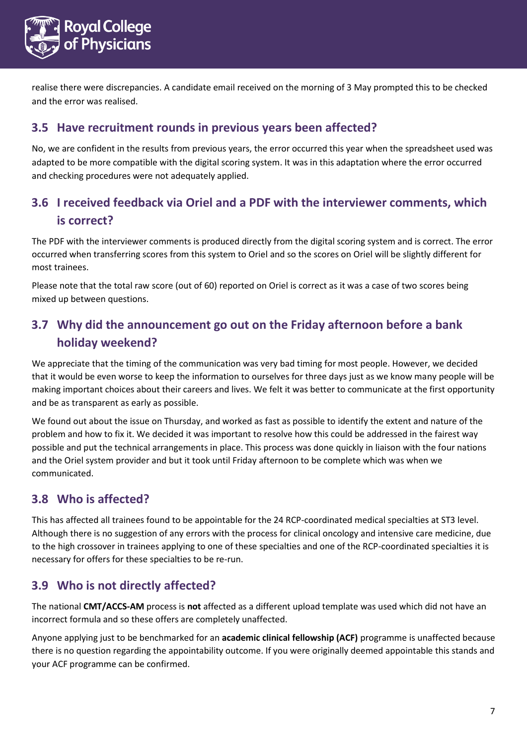realise there were discrepancies. A candidate email received on the morning of 3 May prompted this to be checked and the error was realised.

## 3.5 Have recruitment rounds in previous years been affected?

No, we are confident in the results from previous years, the error occurred this year when the spreadsheet used was adapted to be more compatible with the digital scoring system. It was in this adaptation where the error occurred and checking procedures were not adequately applied.

## 3.6 I received feedback via Oriel and a PDF with the interviewer comments, which is correct?

The PDF with the interviewer comments is produced directly from the digital scoring system and is correct. The error occurred when transferring scores from this system to Oriel and so the scores on Oriel will be slightly different for most trainees.

Please note that the total raw score (out of 60) reported on Oriel is correct as it was a case of two scores being mixed up between questions.

## 3.7 Why did the announcement go out on the Friday afternoon before a bank holiday weekend?

We appreciate that the timing of the communication was very bad timing for most people. However, we decided that it would be even worse to keep the information to ourselves for three days just as we know many people will be making important choices about their careers and lives. We felt it was better to communicate at the first opportunity and be as transparent as early as possible.

We found out about the issue on Thursday, and worked as fast as possible to identify the extent and nature of the problem and how to fix it. We decided it was important to resolve how this could be addressed in the fairest way possible and put the technical arrangements in place. This process was done quickly in liaison with the four nations and the Oriel system provider and but it took until Friday afternoon to be complete which was when we communicated.

## 3.8 Who is affected?

This has affected all trainees found to be appointable for the 24 RCP-coordinated medical specialties at ST3 level. Although there is no suggestion of any errors with the process for clinical oncology and intensive care medicine, due to the high crossover in trainees applying to one of these specialties and one of the RCP-coordinated specialties it is necessary for offers for these specialties to be re-run.

## 3.9 Who is not directly affected?

The national **CMT/ACCS-AM** process is **not** affected as a different upload template was used which did not have an incorrect formula and so these offers are completely unaffected.

Anyone applying just to be benchmarked for an **academic clinical fellowship (ACF)** programme is unaffected because there is no question regarding the appointability outcome. If you were originally deemed appointable this stands and your ACF programme can be confirmed.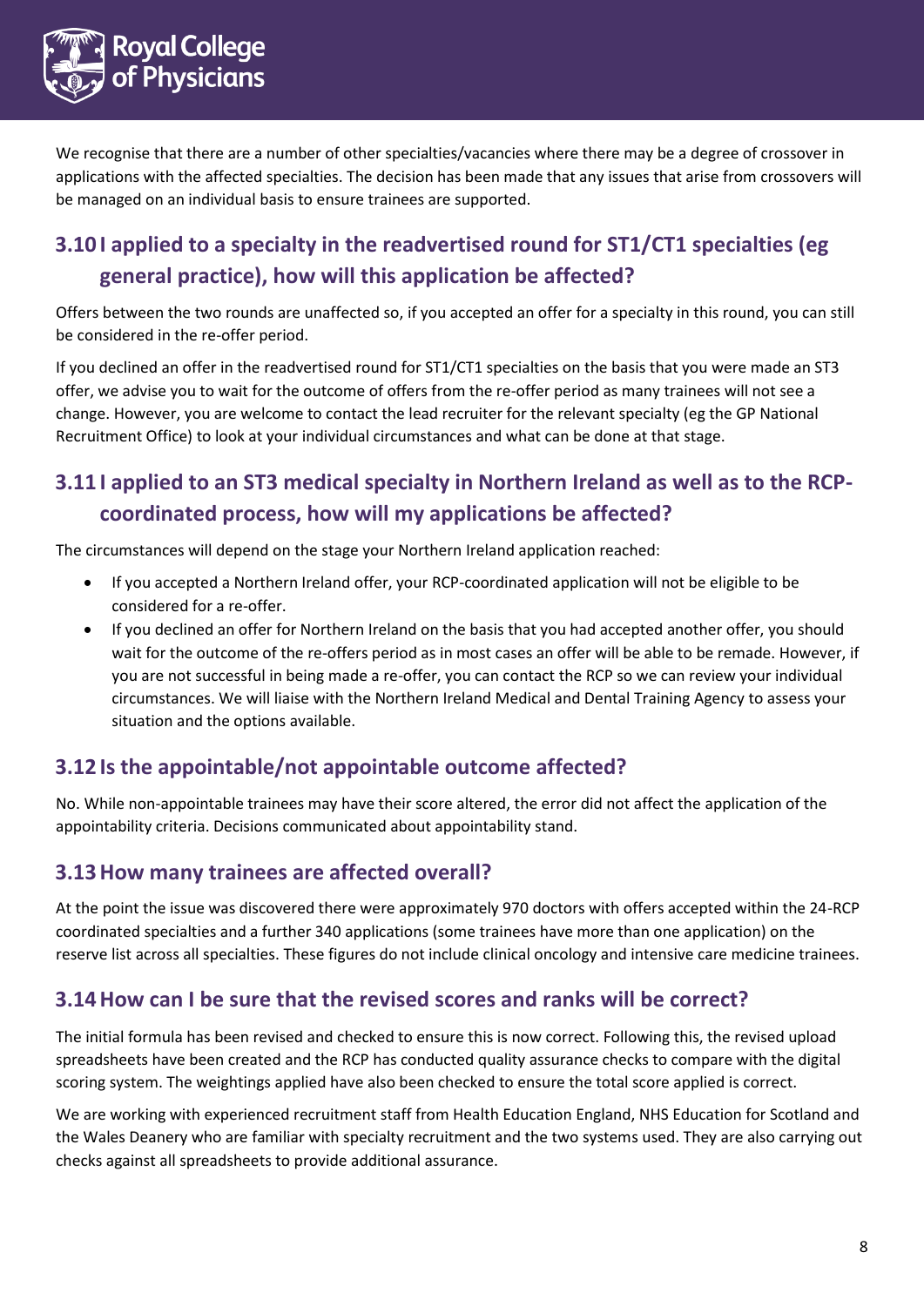We recognise that there are a number of other specialties/vacancies where there may be a degree of crossover in applications with the affected specialties. The decision has been made that any issues that arise from crossovers will be managed on an individual basis to ensure trainees are supported.

## 3.10 I applied to a specialty in the readvertised round for ST1/CT1 specialties (eg general practice), how will this application be affected?

Offers between the two rounds are unaffected so, if you accepted an offer for a specialty in this round, you can still be considered in the re-offer period.

If you declined an offer in the readvertised round for ST1/CT1 specialties on the basis that you were made an ST3 offer, we advise you to wait for the outcome of offers from the re-offer period as many trainees will not see a change. However, you are welcome to contact the lead recruiter for the relevant specialty (eg the GP National Recruitment Office) to look at your individual circumstances and what can be done at that stage.

## 3.11 I applied to an ST3 medical specialty in Northern Ireland as well as to the RCP-coordinated process, how will my applications be affected?

The circumstances will depend on the stage your Northern Ireland application reached:

- If you accepted a Northern Ireland offer, your RCP-coordinated application will not be eligible to be considered for a re-offer.
- If you declined an offer for Northern Ireland on the basis that you had accepted another offer, you should wait for the outcome of the re-offers period as in most cases an offer will be able to be remade. However, if you are not successful in being made a re-offer, you can contact the RCP so we can review your individual circumstances. We will liaise with the Northern Ireland Medical and Dental Training Agency to assess your situation and the options available.

## 3.12 Is the appointable/not appointable outcome affected?

No. While non-appointable trainees may have their score altered, the error did not affect the application of the appointability criteria. Decisions communicated about appointability stand.

## 3.13 How many trainees are affected overall?

At the point the issue was discovered there were approximately 970 doctors with offers accepted within the 24-RCP coordinated specialties and a further 340 applications (some trainees have more than one application) on the reserve list across all specialties. These figures do not include clinical oncology and intensive care medicine trainees.

## 3.14 How can I be sure that the revised scores and ranks will be correct?

The initial formula has been revised and checked to ensure this is now correct. Following this, the revised upload spreadsheets have been created and the RCP has conducted quality assurance checks to compare with the digital scoring system. The weightings applied have also been checked to ensure the total score applied is correct.

We are working with experienced recruitment staff from Health Education England, NHS Education for Scotland and the Wales Deanery who are familiar with specialty recruitment and the two systems used. They are also carrying out checks against all spreadsheets to provide additional assurance.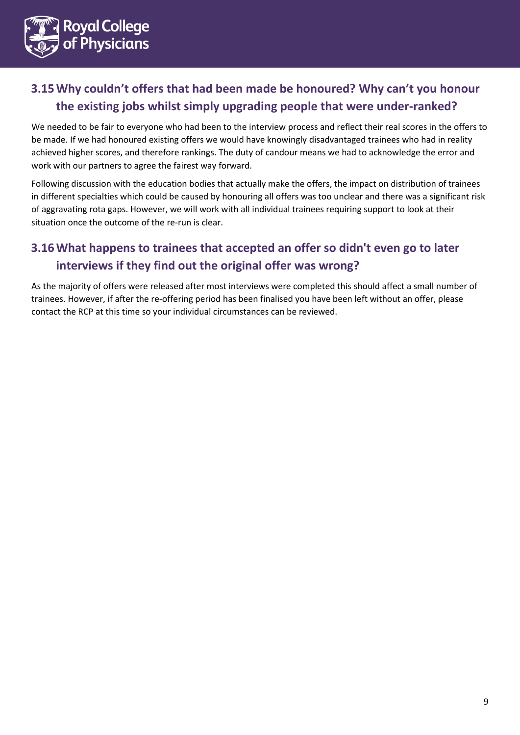## 3.15 Why couldn’t offers that had been made be honoured? Why can’t you honour the existing jobs whilst simply upgrading people that were under-ranked?

We needed to be fair to everyone who had been to the interview process and reflect their real scores in the offers to be made. If we had honoured existing offers we would have knowingly disadvantaged trainees who had in reality achieved higher scores, and therefore rankings. The duty of candour means we had to acknowledge the error and work with our partners to agree the fairest way forward.

Following discussion with the education bodies that actually make the offers, the impact on distribution of trainees in different specialties which could be caused by honouring all offers was too unclear and there was a significant risk of aggravating rota gaps. However, we will work with all individual trainees requiring support to look at their situation once the outcome of the re-run is clear.

## 3.16 What happens to trainees that accepted an offer so didn't even go to later interviews if they find out the original offer was wrong?

As the majority of offers were released after most interviews were completed this should affect a small number of trainees. However, if after the re-offering period has been finalised you have been left without an offer, please contact the RCP at this time so your individual circumstances can be reviewed.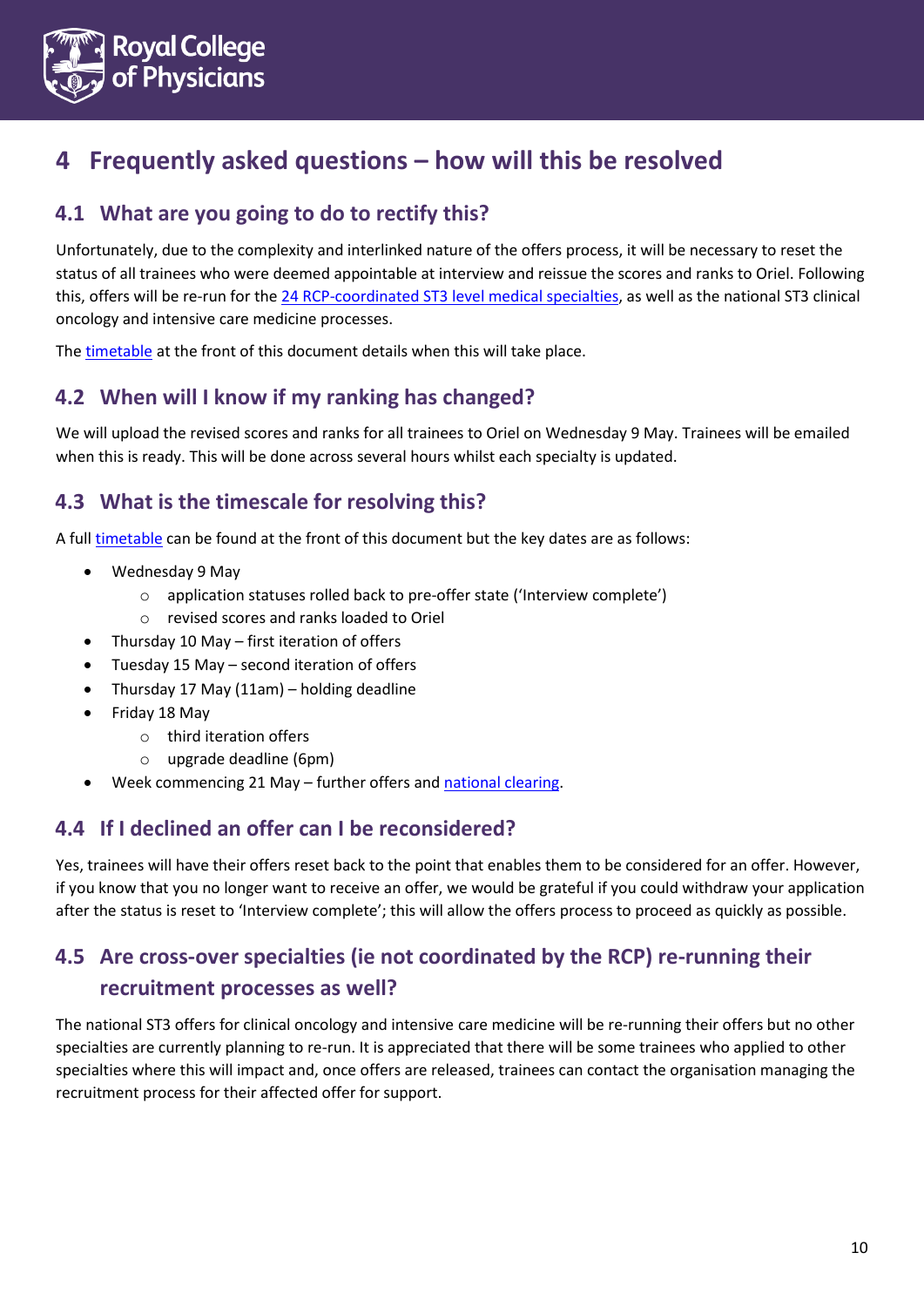# 4 Frequently asked questions – how will this be resolved

## 4.1 What are you going to do to rectify this?

Unfortunately, due to the complexity and interlinked nature of the offers process, it will be necessary to reset the status of all trainees who were deemed appointable at interview and reissue the scores and ranks to Oriel. Following this, offers will be re-run for the 24 RCP-coordinated ST3 level medical specialties, as well as the national ST3 clinical oncology and intensive care medicine processes.

The timetable at the front of this document details when this will take place.

## 4.2 When will I know if my ranking has changed?

We will upload the revised scores and ranks for all trainees to Oriel on Wednesday 9 May. Trainees will be emailed when this is ready. This will be done across several hours whilst each specialty is updated.

## 4.3 What is the timescale for resolving this?

A full timetable can be found at the front of this document but the key dates are as follows:

- Wednesday 9 May
  - application statuses rolled back to pre-offer state ('Interview complete')
  - revised scores and ranks loaded to Oriel
- Thursday 10 May – first iteration of offers
- Tuesday 15 May – second iteration of offers
- Thursday 17 May (11am) – holding deadline
- Friday 18 May
  - third iteration offers
  - upgrade deadline (6pm)
- Week commencing 21 May – further offers and national clearing.

## 4.4 If I declined an offer can I be reconsidered?

Yes, trainees will have their offers reset back to the point that enables them to be considered for an offer. However, if you know that you no longer want to receive an offer, we would be grateful if you could withdraw your application after the status is reset to 'Interview complete'; this will allow the offers process to proceed as quickly as possible.

## 4.5 Are cross-over specialties (ie not coordinated by the RCP) re-running their recruitment processes as well?

The national ST3 offers for clinical oncology and intensive care medicine will be re-running their offers but no other specialties are currently planning to re-run. It is appreciated that there will be some trainees who applied to other specialties where this will impact and, once offers are released, trainees can contact the organisation managing the recruitment process for their affected offer for support.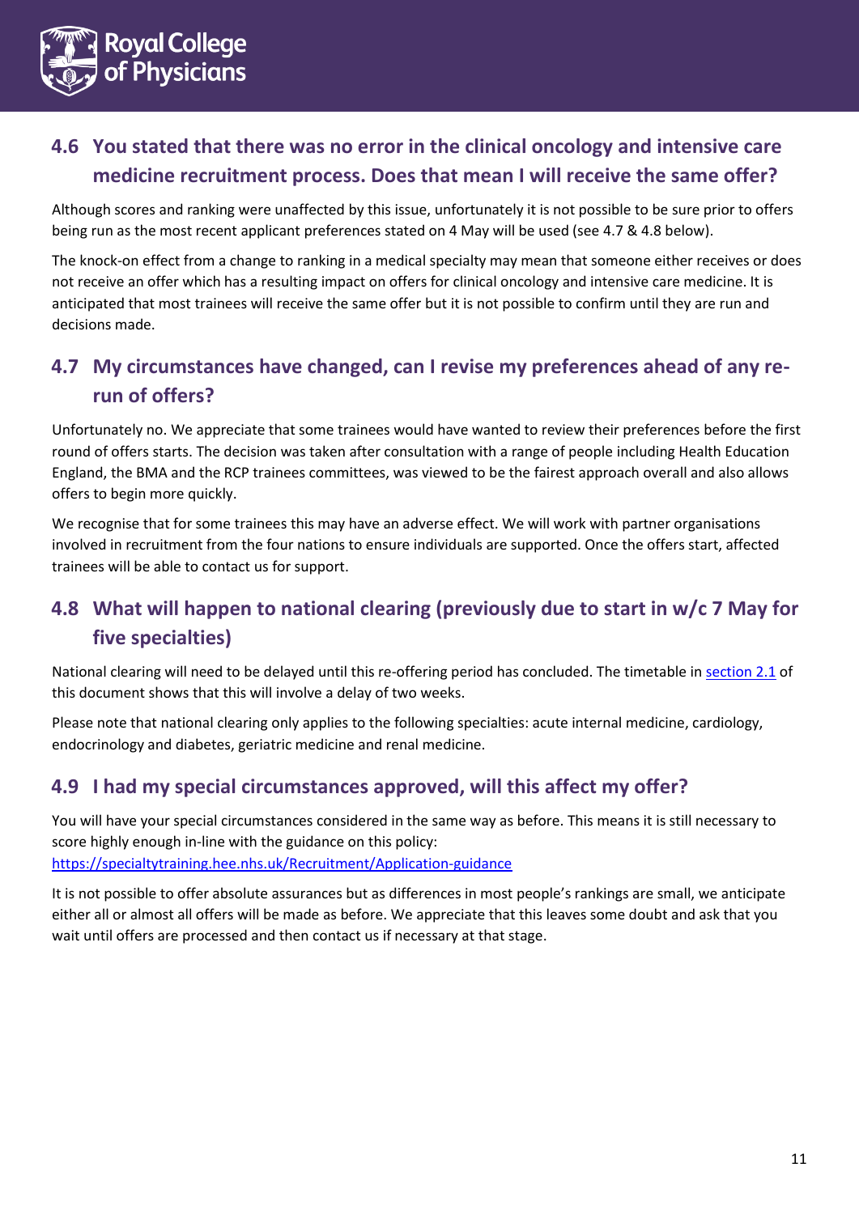## 4.6 You stated that there was no error in the clinical oncology and intensive care medicine recruitment process. Does that mean I will receive the same offer?

Although scores and ranking were unaffected by this issue, unfortunately it is not possible to be sure prior to offers being run as the most recent applicant preferences stated on 4 May will be used (see 4.7 & 4.8 below).

The knock-on effect from a change to ranking in a medical specialty may mean that someone either receives or does not receive an offer which has a resulting impact on offers for clinical oncology and intensive care medicine. It is anticipated that most trainees will receive the same offer but it is not possible to confirm until they are run and decisions made.

## 4.7 My circumstances have changed, can I revise my preferences ahead of any re-run of offers?

Unfortunately no. We appreciate that some trainees would have wanted to review their preferences before the first round of offers starts. The decision was taken after consultation with a range of people including Health Education England, the BMA and the RCP trainees committees, was viewed to be the fairest approach overall and also allows offers to begin more quickly.

We recognise that for some trainees this may have an adverse effect. We will work with partner organisations involved in recruitment from the four nations to ensure individuals are supported. Once the offers start, affected trainees will be able to contact us for support.

## 4.8 What will happen to national clearing (previously due to start in w/c 7 May for five specialties)

National clearing will need to be delayed until this re-offering period has concluded. The timetable in [section 2.1](#) of this document shows that this will involve a delay of two weeks.

Please note that national clearing only applies to the following specialties: acute internal medicine, cardiology, endocrinology and diabetes, geriatric medicine and renal medicine.

## 4.9 I had my special circumstances approved, will this affect my offer?

You will have your special circumstances considered in the same way as before. This means it is still necessary to score highly enough in-line with the guidance on this policy: [https://specialtytraining.hee.nhs.uk/Recruitment/Application-guidance](https://specialtytraining.hee.nhs.uk/Recruitment/Application-guidance)

It is not possible to offer absolute assurances but as differences in most people's rankings are small, we anticipate either all or almost all offers will be made as before. We appreciate that this leaves some doubt and ask that you wait until offers are processed and then contact us if necessary at that stage.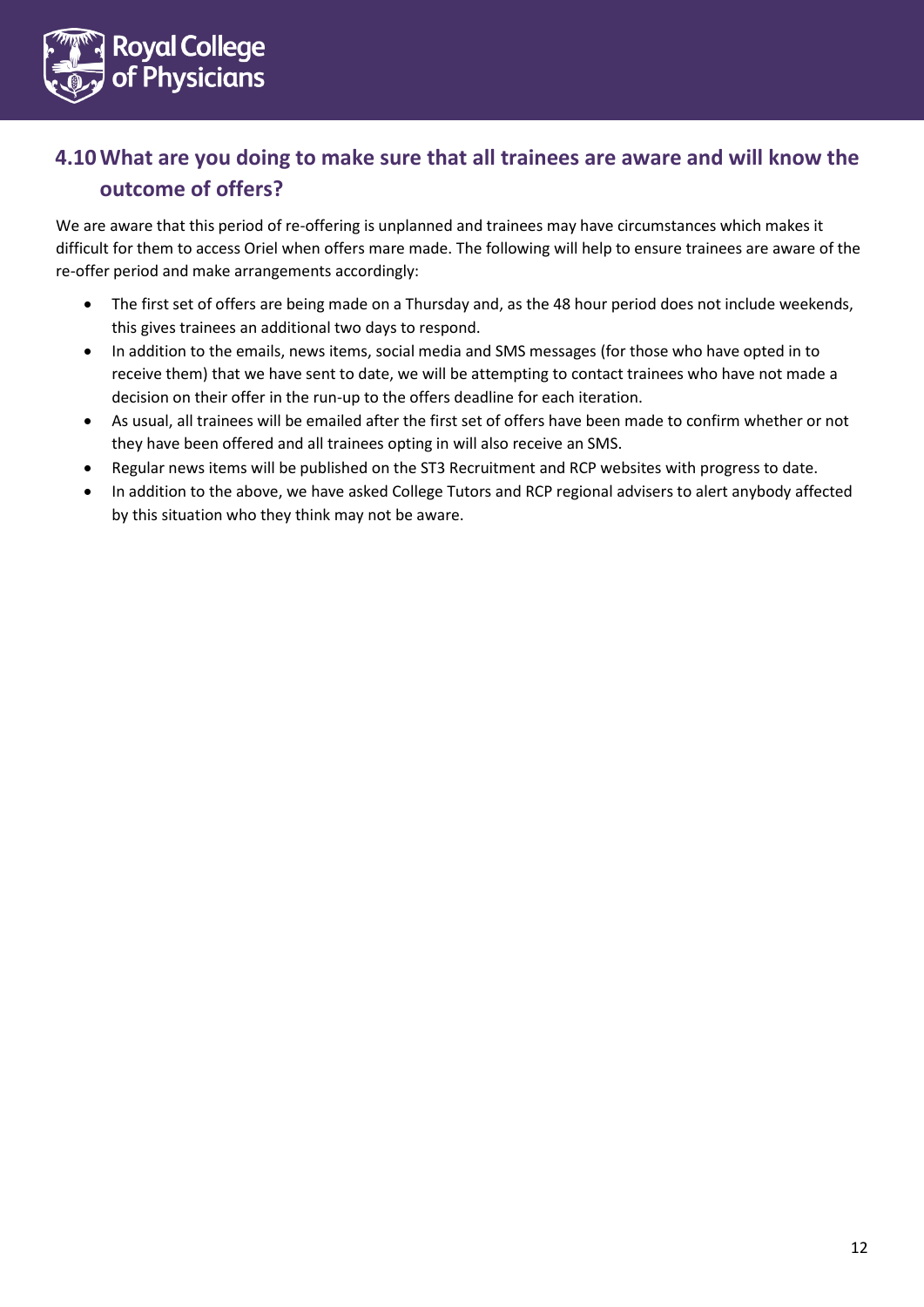## 4.10 What are you doing to make sure that all trainees are aware and will know the outcome of offers?

We are aware that this period of re-offering is unplanned and trainees may have circumstances which makes it difficult for them to access Oriel when offers mare made. The following will help to ensure trainees are aware of the re-offer period and make arrangements accordingly:

- The first set of offers are being made on a Thursday and, as the 48 hour period does not include weekends, this gives trainees an additional two days to respond.
- In addition to the emails, news items, social media and SMS messages (for those who have opted in to receive them) that we have sent to date, we will be attempting to contact trainees who have not made a decision on their offer in the run-up to the offers deadline for each iteration.
- As usual, all trainees will be emailed after the first set of offers have been made to confirm whether or not they have been offered and all trainees opting in will also receive an SMS.
- Regular news items will be published on the ST3 Recruitment and RCP websites with progress to date.
- In addition to the above, we have asked College Tutors and RCP regional advisers to alert anybody affected by this situation who they think may not be aware.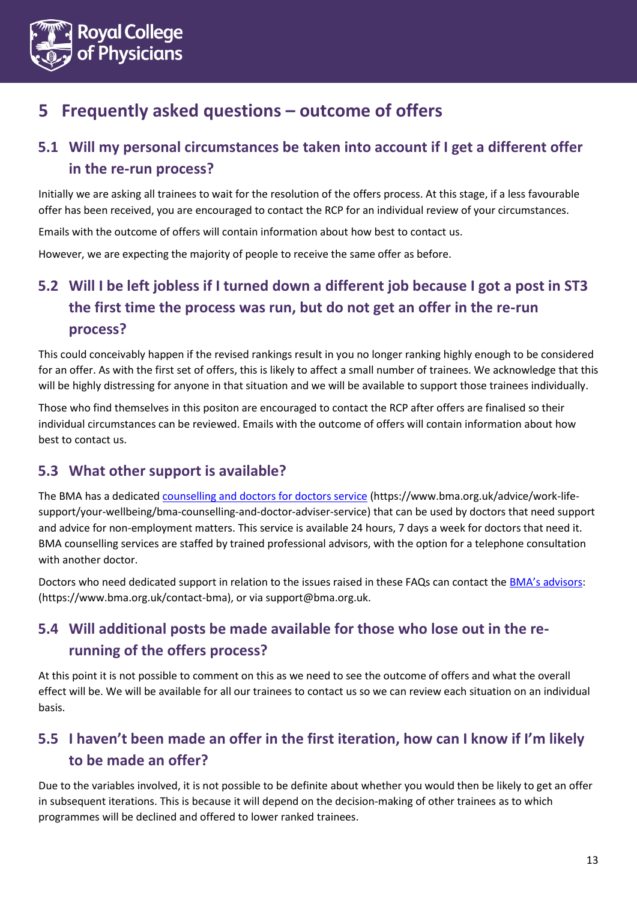## 5 Frequently asked questions – outcome of offers

### 5.1 Will my personal circumstances be taken into account if I get a different offer in the re-run process?

Initially we are asking all trainees to wait for the resolution of the offers process. At this stage, if a less favourable offer has been received, you are encouraged to contact the RCP for an individual review of your circumstances.

Emails with the outcome of offers will contain information about how best to contact us.

However, we are expecting the majority of people to receive the same offer as before.

### 5.2 Will I be left jobless if I turned down a different job because I got a post in ST3 the first time the process was run, but do not get an offer in the re-run process?

This could conceivably happen if the revised rankings result in you no longer ranking highly enough to be considered for an offer. As with the first set of offers, this is likely to affect a small number of trainees. We acknowledge that this will be highly distressing for anyone in that situation and we will be available to support those trainees individually.

Those who find themselves in this positon are encouraged to contact the RCP after offers are finalised so their individual circumstances can be reviewed. Emails with the outcome of offers will contain information about how best to contact us.

### 5.3 What other support is available?

The BMA has a dedicated [counselling and doctors for doctors service](https://www.bma.org.uk/advice/work-life-support/your-wellbeing/bma-counselling-and-doctor-adviser-service) (https://www.bma.org.uk/advice/work-life-support/your-wellbeing/bma-counselling-and-doctor-adviser-service) that can be used by doctors that need support and advice for non-employment matters. This service is available 24 hours, 7 days a week for doctors that need it. BMA counselling services are staffed by trained professional advisors, with the option for a telephone consultation with another doctor.

Doctors who need dedicated support in relation to the issues raised in these FAQs can contact the [BMA's advisors](https://www.bma.org.uk/contact-bma): (https://www.bma.org.uk/contact-bma), or via support@bma.org.uk.

### 5.4 Will additional posts be made available for those who lose out in the re-running of the offers process?

At this point it is not possible to comment on this as we need to see the outcome of offers and what the overall effect will be. We will be available for all our trainees to contact us so we can review each situation on an individual basis.

### 5.5 I haven't been made an offer in the first iteration, how can I know if I'm likely to be made an offer?

Due to the variables involved, it is not possible to be definite about whether you would then be likely to get an offer in subsequent iterations. This is because it will depend on the decision-making of other trainees as to which programmes will be declined and offered to lower ranked trainees.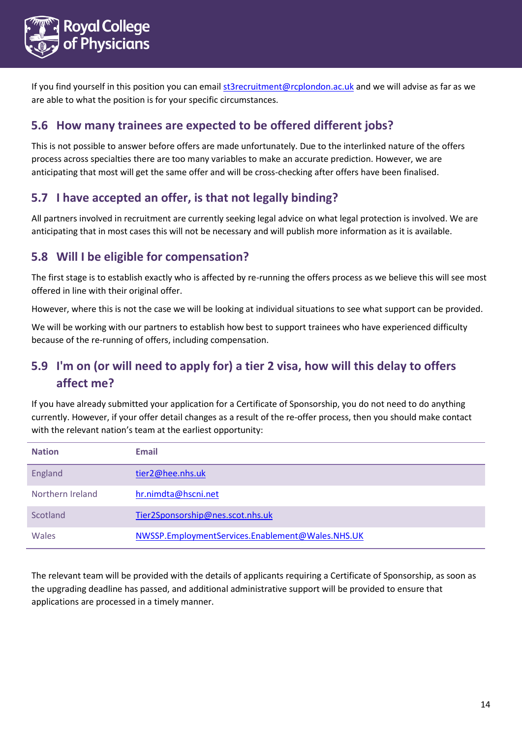If you find yourself in this position you can email st3recruitment@rcplondon.ac.uk and we will advise as far as we are able to what the position is for your specific circumstances.

## 5.6 How many trainees are expected to be offered different jobs?

This is not possible to answer before offers are made unfortunately. Due to the interlinked nature of the offers process across specialties there are too many variables to make an accurate prediction. However, we are anticipating that most will get the same offer and will be cross-checking after offers have been finalised.

## 5.7 I have accepted an offer, is that not legally binding?

All partners involved in recruitment are currently seeking legal advice on what legal protection is involved. We are anticipating that in most cases this will not be necessary and will publish more information as it is available.

## 5.8 Will I be eligible for compensation?

The first stage is to establish exactly who is affected by re-running the offers process as we believe this will see most offered in line with their original offer.

However, where this is not the case we will be looking at individual situations to see what support can be provided.

We will be working with our partners to establish how best to support trainees who have experienced difficulty because of the re-running of offers, including compensation.

## 5.9 I'm on (or will need to apply for) a tier 2 visa, how will this delay to offers affect me?

If you have already submitted your application for a Certificate of Sponsorship, you do not need to do anything currently. However, if your offer detail changes as a result of the re-offer process, then you should make contact with the relevant nation's team at the earliest opportunity:

| Nation | Email |
|---|---|
| England | tier2@hee.nhs.uk |
| Northern Ireland | hr.nimdta@hscni.net |
| Scotland | Tier2Sponsorship@nes.scot.nhs.uk |
| Wales | NWSSP.EmploymentServices.Enablement@Wales.NHS.UK |

The relevant team will be provided with the details of applicants requiring a Certificate of Sponsorship, as soon as the upgrading deadline has passed, and additional administrative support will be provided to ensure that applications are processed in a timely manner.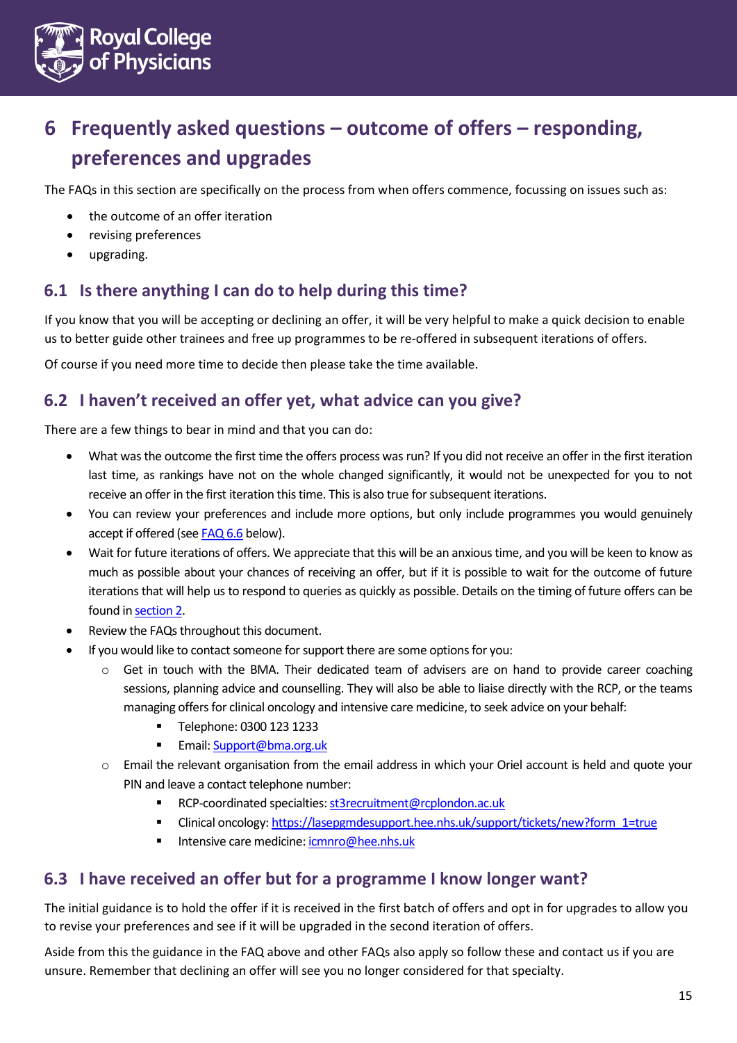# 6 Frequently asked questions – outcome of offers – responding, preferences and upgrades

The FAQs in this section are specifically on the process from when offers commence, focussing on issues such as:

- the outcome of an offer iteration
- revising preferences
- upgrading.

## 6.1 Is there anything I can do to help during this time?

If you know that you will be accepting or declining an offer, it will be very helpful to make a quick decision to enable us to better guide other trainees and free up programmes to be re-offered in subsequent iterations of offers.

Of course if you need more time to decide then please take the time available.

## 6.2 I haven't received an offer yet, what advice can you give?

There are a few things to bear in mind and that you can do:

- What was the outcome the first time the offers process was run? If you did not receive an offer in the first iteration last time, as rankings have not on the whole changed significantly, it would not be unexpected for you to not receive an offer in the first iteration this time. This is also true for subsequent iterations.
- You can review your preferences and include more options, but only include programmes you would genuinely accept if offered (see FAQ 6.6 below).
- Wait for future iterations of offers. We appreciate that this will be an anxious time, and you will be keen to know as much as possible about your chances of receiving an offer, but if it is possible to wait for the outcome of future iterations that will help us to respond to queries as quickly as possible. Details on the timing of future offers can be found in section 2.
- Review the FAQs throughout this document.
- If you would like to contact someone for support there are some options for you:
  - Get in touch with the BMA. Their dedicated team of advisers are on hand to provide career coaching sessions, planning advice and counselling. They will also be able to liaise directly with the RCP, or the teams managing offers for clinical oncology and intensive care medicine, to seek advice on your behalf:
    - Telephone: 0300 123 1233
    - Email: Support@bma.org.uk
  - Email the relevant organisation from the email address in which your Oriel account is held and quote your PIN and leave a contact telephone number:
    - RCP-coordinated specialties: st3recruitment@rcplondon.ac.uk
    - Clinical oncology: https://lasepgmdesupport.hee.nhs.uk/support/tickets/new?form_1=true
    - Intensive care medicine: icmnro@hee.nhs.uk

## 6.3 I have received an offer but for a programme I know longer want?

The initial guidance is to hold the offer if it is received in the first batch of offers and opt in for upgrades to allow you to revise your preferences and see if it will be upgraded in the second iteration of offers.

Aside from this the guidance in the FAQ above and other FAQs also apply so follow these and contact us if you are unsure. Remember that declining an offer will see you no longer considered for that specialty.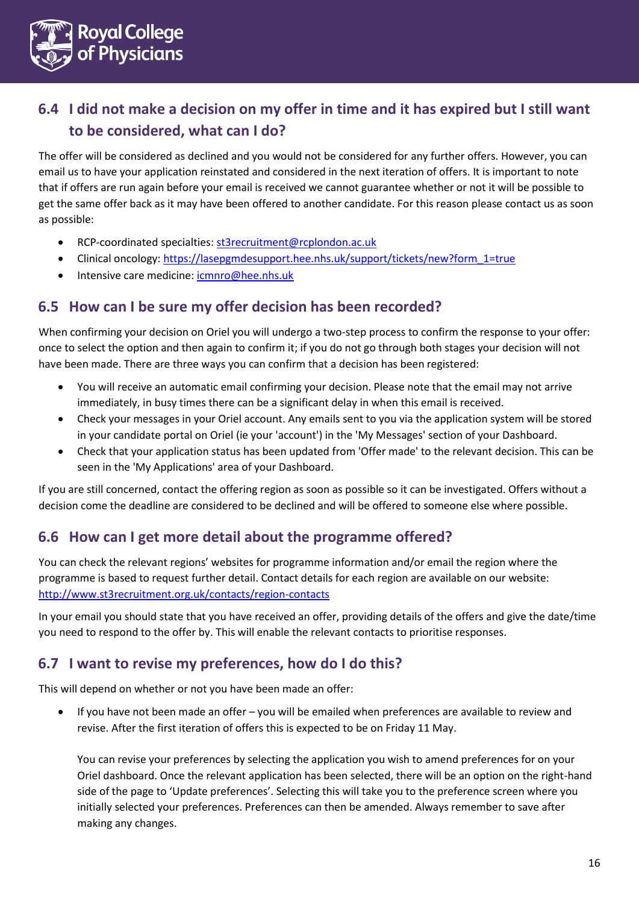## 6.4 I did not make a decision on my offer in time and it has expired but I still want to be considered, what can I do?

The offer will be considered as declined and you would not be considered for any further offers. However, you can email us to have your application reinstated and considered in the next iteration of offers. It is important to note that if offers are run again before your email is received we cannot guarantee whether or not it will be possible to get the same offer back as it may have been offered to another candidate. For this reason please contact us as soon as possible:

- RCP-coordinated specialties: st3recruitment@rcplondon.ac.uk
- Clinical oncology: https://lasepgmdesupport.hee.nhs.uk/support/tickets/new?form_1=true
- Intensive care medicine: icmnro@hee.nhs.uk

## 6.5 How can I be sure my offer decision has been recorded?

When confirming your decision on Oriel you will undergo a two-step process to confirm the response to your offer: once to select the option and then again to confirm it; if you do not go through both stages your decision will not have been made. There are three ways you can confirm that a decision has been registered:

- You will receive an automatic email confirming your decision. Please note that the email may not arrive immediately, in busy times there can be a significant delay in when this email is received.
- Check your messages in your Oriel account. Any emails sent to you via the application system will be stored in your candidate portal on Oriel (ie your 'account') in the 'My Messages' section of your Dashboard.
- Check that your application status has been updated from 'Offer made' to the relevant decision. This can be seen in the 'My Applications' area of your Dashboard.

If you are still concerned, contact the offering region as soon as possible so it can be investigated. Offers without a decision come the deadline are considered to be declined and will be offered to someone else where possible.

## 6.6 How can I get more detail about the programme offered?

You can check the relevant regions' websites for programme information and/or email the region where the programme is based to request further detail. Contact details for each region are available on our website: http://www.st3recruitment.org.uk/contacts/region-contacts

In your email you should state that you have received an offer, providing details of the offers and give the date/time you need to respond to the offer by. This will enable the relevant contacts to prioritise responses.

## 6.7 I want to revise my preferences, how do I do this?

This will depend on whether or not you have been made an offer:

- If you have not been made an offer – you will be emailed when preferences are available to review and revise. After the first iteration of offers this is expected to be on Friday 11 May.

  You can revise your preferences by selecting the application you wish to amend preferences for on your Oriel dashboard. Once the relevant application has been selected, there will be an option on the right-hand side of the page to 'Update preferences'. Selecting this will take you to the preference screen where you initially selected your preferences. Preferences can then be amended. Always remember to save after making any changes.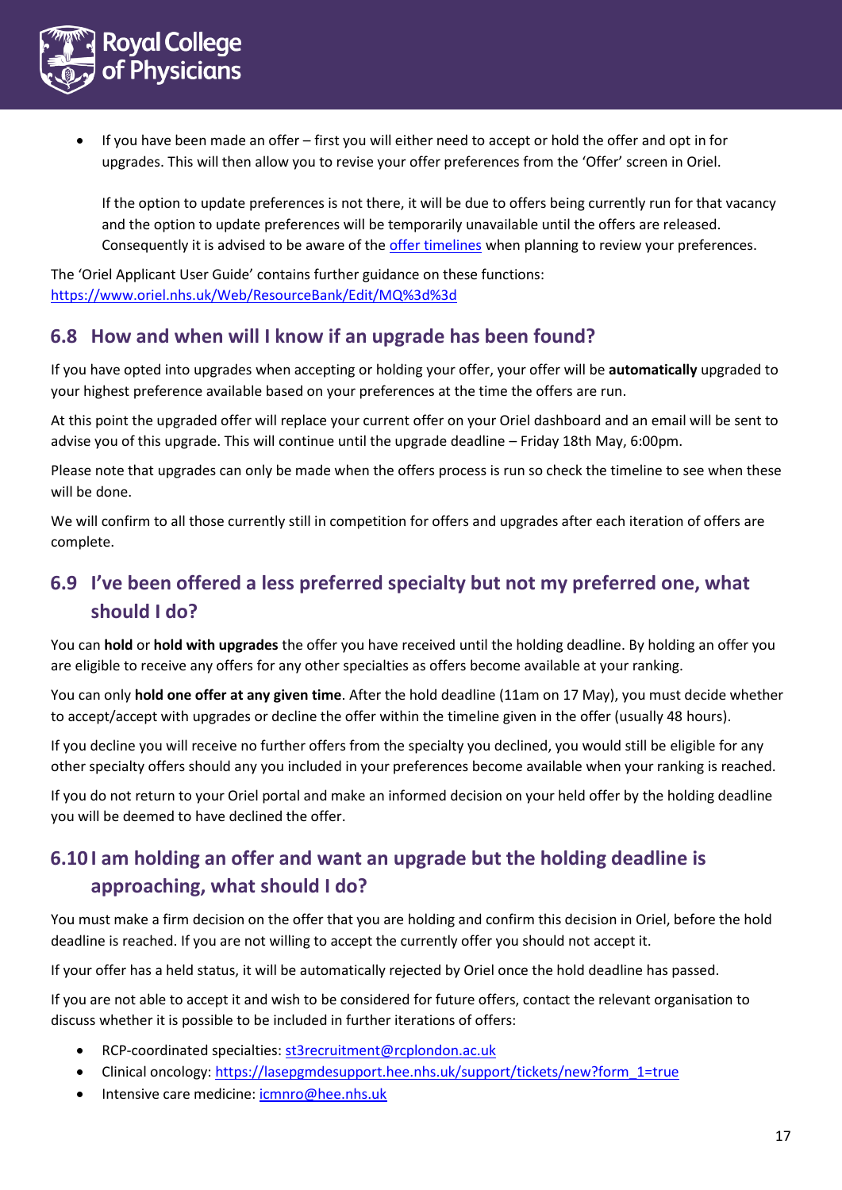- If you have been made an offer – first you will either need to accept or hold the offer and opt in for upgrades. This will then allow you to revise your offer preferences from the 'Offer' screen in Oriel.

  If the option to update preferences is not there, it will be due to offers being currently run for that vacancy and the option to update preferences will be temporarily unavailable until the offers are released. Consequently it is advised to be aware of the [offer timelines](#) when planning to review your preferences.

The 'Oriel Applicant User Guide' contains further guidance on these functions: https://www.oriel.nhs.uk/Web/ResourceBank/Edit/MQ%3d%3d

## 6.8 How and when will I know if an upgrade has been found?

If you have opted into upgrades when accepting or holding your offer, your offer will be **automatically** upgraded to your highest preference available based on your preferences at the time the offers are run.

At this point the upgraded offer will replace your current offer on your Oriel dashboard and an email will be sent to advise you of this upgrade. This will continue until the upgrade deadline – Friday 18th May, 6:00pm.

Please note that upgrades can only be made when the offers process is run so check the timeline to see when these will be done.

We will confirm to all those currently still in competition for offers and upgrades after each iteration of offers are complete.

## 6.9 I've been offered a less preferred specialty but not my preferred one, what should I do?

You can **hold** or **hold with upgrades** the offer you have received until the holding deadline. By holding an offer you are eligible to receive any offers for any other specialties as offers become available at your ranking.

You can only **hold one offer at any given time**. After the hold deadline (11am on 17 May), you must decide whether to accept/accept with upgrades or decline the offer within the timeline given in the offer (usually 48 hours).

If you decline you will receive no further offers from the specialty you declined, you would still be eligible for any other specialty offers should any you included in your preferences become available when your ranking is reached.

If you do not return to your Oriel portal and make an informed decision on your held offer by the holding deadline you will be deemed to have declined the offer.

## 6.10 I am holding an offer and want an upgrade but the holding deadline is approaching, what should I do?

You must make a firm decision on the offer that you are holding and confirm this decision in Oriel, before the hold deadline is reached. If you are not willing to accept the currently offer you should not accept it.

If your offer has a held status, it will be automatically rejected by Oriel once the hold deadline has passed.

If you are not able to accept it and wish to be considered for future offers, contact the relevant organisation to discuss whether it is possible to be included in further iterations of offers:

- RCP-coordinated specialties: st3recruitment@rcplondon.ac.uk
- Clinical oncology: https://lasepgmdesupport.hee.nhs.uk/support/tickets/new?form_1=true
- Intensive care medicine: icmnro@hee.nhs.uk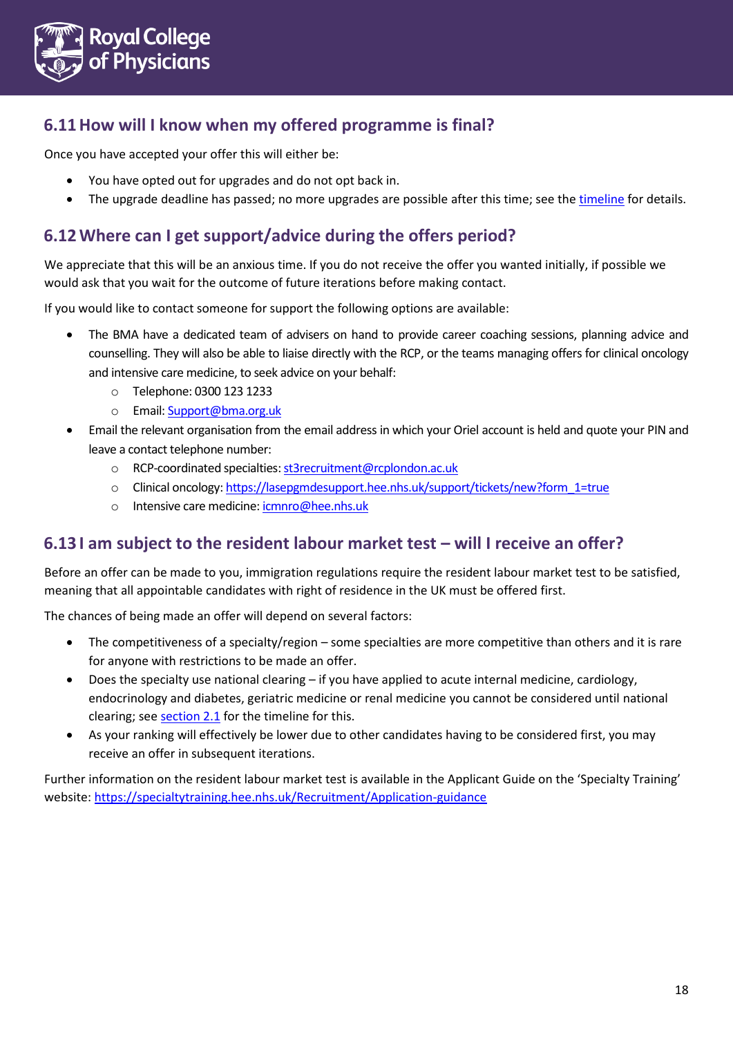## 6.11 How will I know when my offered programme is final?

Once you have accepted your offer this will either be:

- You have opted out for upgrades and do not opt back in.
- The upgrade deadline has passed; no more upgrades are possible after this time; see the timeline for details.

## 6.12 Where can I get support/advice during the offers period?

We appreciate that this will be an anxious time. If you do not receive the offer you wanted initially, if possible we would ask that you wait for the outcome of future iterations before making contact.

If you would like to contact someone for support the following options are available:

- The BMA have a dedicated team of advisers on hand to provide career coaching sessions, planning advice and counselling. They will also be able to liaise directly with the RCP, or the teams managing offers for clinical oncology and intensive care medicine, to seek advice on your behalf:
  - Telephone: 0300 123 1233
  - Email: Support@bma.org.uk
- Email the relevant organisation from the email address in which your Oriel account is held and quote your PIN and leave a contact telephone number:
  - RCP-coordinated specialties: st3recruitment@rcplondon.ac.uk
  - Clinical oncology: https://lasepgmdesupport.hee.nhs.uk/support/tickets/new?form_1=true
  - Intensive care medicine: icmnro@hee.nhs.uk

## 6.13 I am subject to the resident labour market test – will I receive an offer?

Before an offer can be made to you, immigration regulations require the resident labour market test to be satisfied, meaning that all appointable candidates with right of residence in the UK must be offered first.

The chances of being made an offer will depend on several factors:

- The competitiveness of a specialty/region – some specialties are more competitive than others and it is rare for anyone with restrictions to be made an offer.
- Does the specialty use national clearing – if you have applied to acute internal medicine, cardiology, endocrinology and diabetes, geriatric medicine or renal medicine you cannot be considered until national clearing; see section 2.1 for the timeline for this.
- As your ranking will effectively be lower due to other candidates having to be considered first, you may receive an offer in subsequent iterations.

Further information on the resident labour market test is available in the Applicant Guide on the 'Specialty Training' website: https://specialtytraining.hee.nhs.uk/Recruitment/Application-guidance